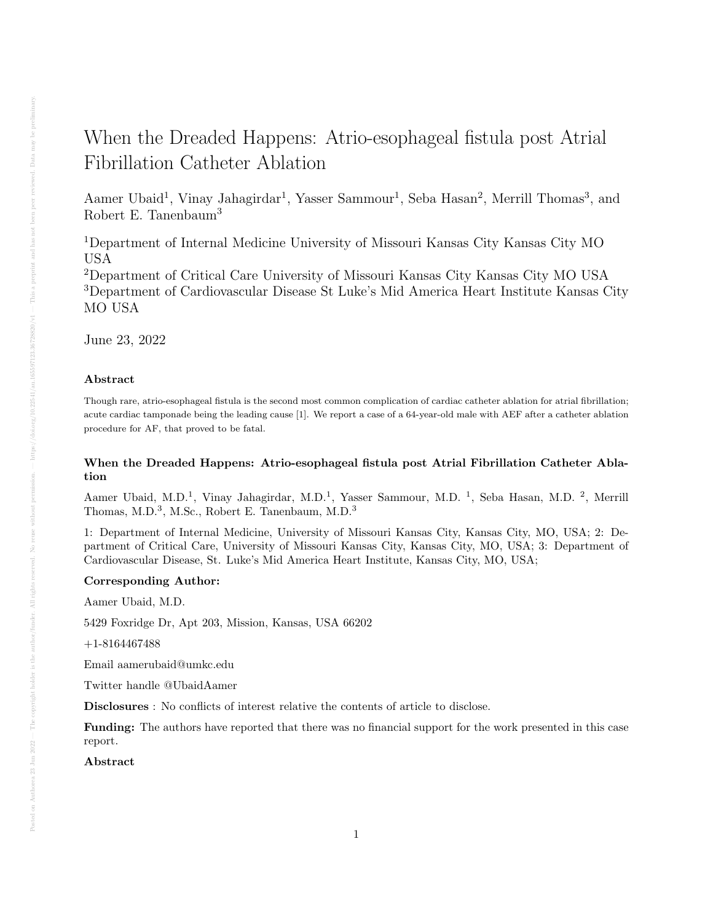# When the Dreaded Happens: Atrio-esophageal fistula post Atrial Fibrillation Catheter Ablation

Aamer Ubaid[1], Vinay Jahagirdar[1], Yasser Sammour[1], Seba Hasan[2], Merrill Thomas[3], and Robert E. Tanenbaum[3]

[1]Department of Internal Medicine University of Missouri Kansas City Kansas City MO USA
[2]Department of Critical Care University of Missouri Kansas City Kansas City MO USA
[3]Department of Cardiovascular Disease St Luke's Mid America Heart Institute Kansas City MO USA

June 23, 2022

### Abstract

Though rare, atrio-esophageal fistula is the second most common complication of cardiac catheter ablation for atrial fibrillation; acute cardiac tamponade being the leading cause [1]. We report a case of a 64-year-old male with AEF after a catheter ablation procedure for AF, that proved to be fatal.

**When the Dreaded Happens: Atrio-esophageal fistula post Atrial Fibrillation Catheter Ablation**

Aamer Ubaid, M.D.[1], Vinay Jahagirdar, M.D.[1], Yasser Sammour, M.D. [1], Seba Hasan, M.D. [2], Merrill Thomas, M.D.[3], M.Sc., Robert E. Tanenbaum, M.D.[3]

1: Department of Internal Medicine, University of Missouri Kansas City, Kansas City, MO, USA; 2: Department of Critical Care, University of Missouri Kansas City, Kansas City, MO, USA; 3: Department of Cardiovascular Disease, St. Luke's Mid America Heart Institute, Kansas City, MO, USA;

**Corresponding Author:**

Aamer Ubaid, M.D.

5429 Foxridge Dr, Apt 203, Mission, Kansas, USA 66202

+1-8164467488

Email aamerubaid@umkc.edu

Twitter handle @UbaidAamer

**Disclosures** : No conflicts of interest relative the contents of article to disclose.

**Funding:** The authors have reported that there was no financial support for the work presented in this case report.

**Abstract**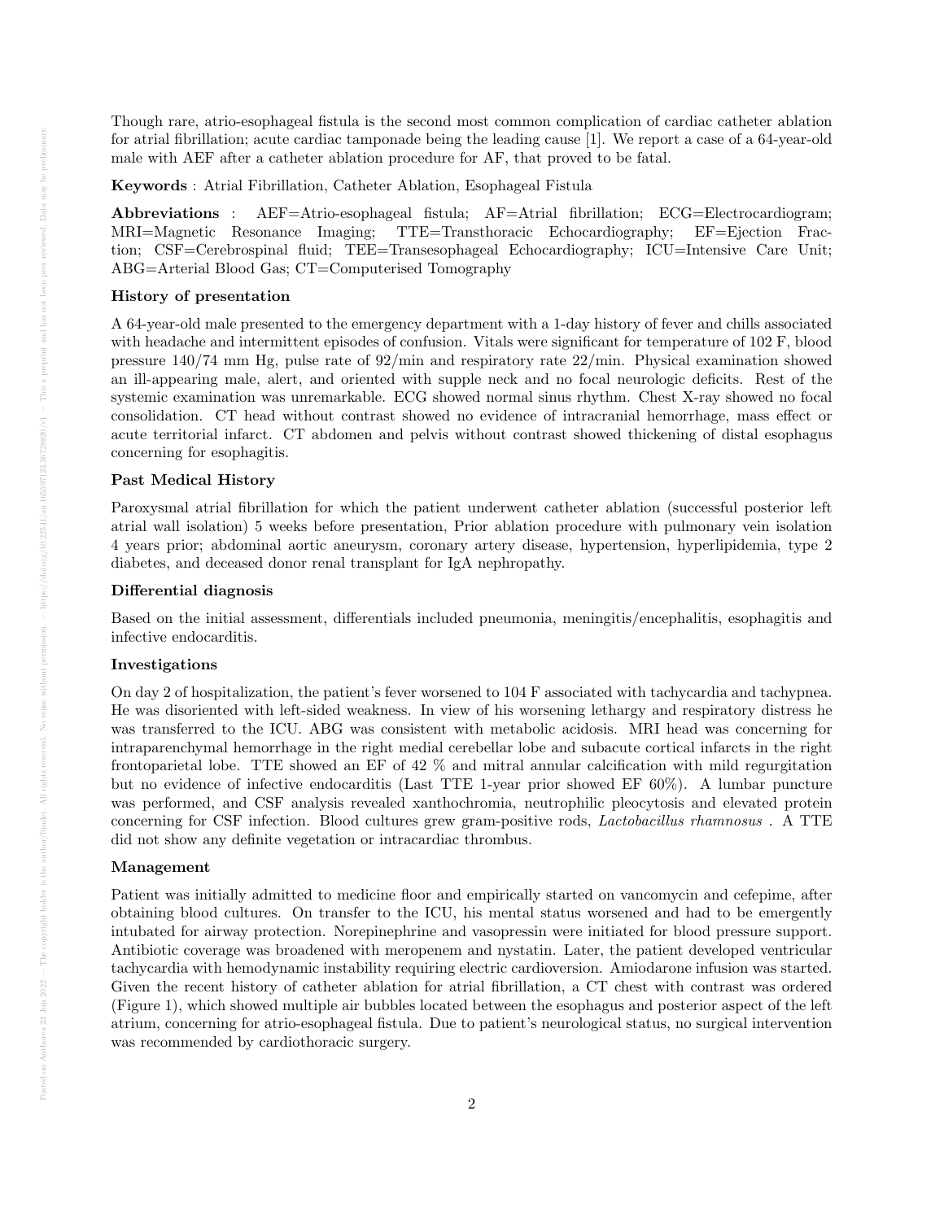Though rare, atrio-esophageal fistula is the second most common complication of cardiac catheter ablation for atrial fibrillation; acute cardiac tamponade being the leading cause [1]. We report a case of a 64-year-old male with AEF after a catheter ablation procedure for AF, that proved to be fatal.

**Keywords** : Atrial Fibrillation, Catheter Ablation, Esophageal Fistula

**Abbreviations** : AEF=Atrio-esophageal fistula; AF=Atrial fibrillation; ECG=Electrocardiogram; MRI=Magnetic Resonance Imaging; TTE=Transthoracic Echocardiography; EF=Ejection Fraction; CSF=Cerebrospinal fluid; TEE=Transesophageal Echocardiography; ICU=Intensive Care Unit; ABG=Arterial Blood Gas; CT=Computerised Tomography

### History of presentation

A 64-year-old male presented to the emergency department with a 1-day history of fever and chills associated with headache and intermittent episodes of confusion. Vitals were significant for temperature of 102 F, blood pressure 140/74 mm Hg, pulse rate of 92/min and respiratory rate 22/min. Physical examination showed an ill-appearing male, alert, and oriented with supple neck and no focal neurologic deficits. Rest of the systemic examination was unremarkable. ECG showed normal sinus rhythm. Chest X-ray showed no focal consolidation. CT head without contrast showed no evidence of intracranial hemorrhage, mass effect or acute territorial infarct. CT abdomen and pelvis without contrast showed thickening of distal esophagus concerning for esophagitis.

### Past Medical History

Paroxysmal atrial fibrillation for which the patient underwent catheter ablation (successful posterior left atrial wall isolation) 5 weeks before presentation, Prior ablation procedure with pulmonary vein isolation 4 years prior; abdominal aortic aneurysm, coronary artery disease, hypertension, hyperlipidemia, type 2 diabetes, and deceased donor renal transplant for IgA nephropathy.

### Differential diagnosis

Based on the initial assessment, differentials included pneumonia, meningitis/encephalitis, esophagitis and infective endocarditis.

### Investigations

On day 2 of hospitalization, the patient's fever worsened to 104 F associated with tachycardia and tachypnea. He was disoriented with left-sided weakness. In view of his worsening lethargy and respiratory distress he was transferred to the ICU. ABG was consistent with metabolic acidosis. MRI head was concerning for intraparenchymal hemorrhage in the right medial cerebellar lobe and subacute cortical infarcts in the right frontoparietal lobe. TTE showed an EF of 42 % and mitral annular calcification with mild regurgitation but no evidence of infective endocarditis (Last TTE 1-year prior showed EF 60%). A lumbar puncture was performed, and CSF analysis revealed xanthochromia, neutrophilic pleocytosis and elevated protein concerning for CSF infection. Blood cultures grew gram-positive rods, *Lactobacillus rhamnosus* . A TTE did not show any definite vegetation or intracardiac thrombus.

### Management

Patient was initially admitted to medicine floor and empirically started on vancomycin and cefepime, after obtaining blood cultures. On transfer to the ICU, his mental status worsened and had to be emergently intubated for airway protection. Norepinephrine and vasopressin were initiated for blood pressure support. Antibiotic coverage was broadened with meropenem and nystatin. Later, the patient developed ventricular tachycardia with hemodynamic instability requiring electric cardioversion. Amiodarone infusion was started. Given the recent history of catheter ablation for atrial fibrillation, a CT chest with contrast was ordered (Figure 1), which showed multiple air bubbles located between the esophagus and posterior aspect of the left atrium, concerning for atrio-esophageal fistula. Due to patient's neurological status, no surgical intervention was recommended by cardiothoracic surgery.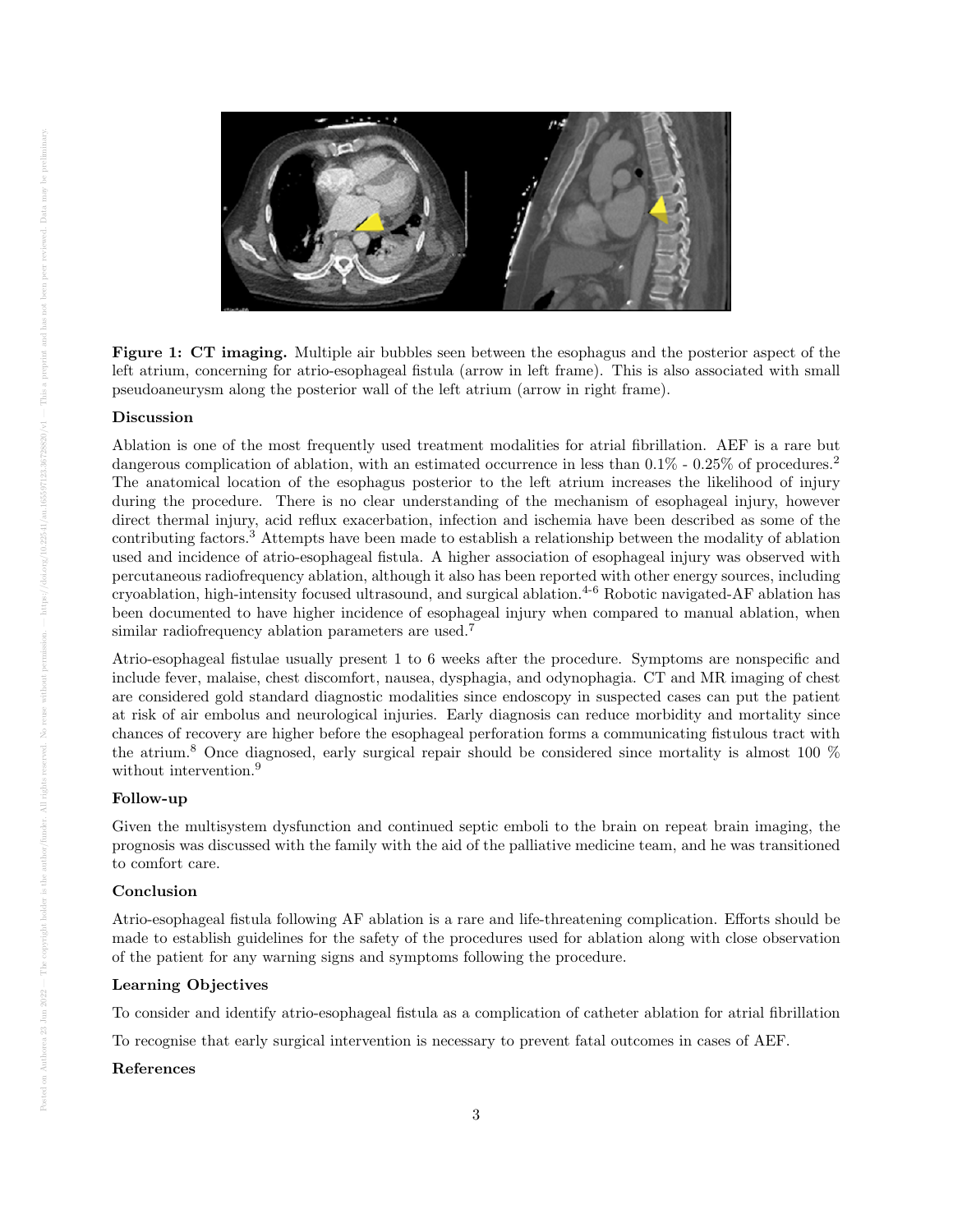**Figure 1: CT imaging.** Multiple air bubbles seen between the esophagus and the posterior aspect of the left atrium, concerning for atrio-esophageal fistula (arrow in left frame). This is also associated with small pseudoaneurysm along the posterior wall of the left atrium (arrow in right frame).

## Discussion

Ablation is one of the most frequently used treatment modalities for atrial fibrillation. AEF is a rare but dangerous complication of ablation, with an estimated occurrence in less than 0.1% - 0.25% of procedures.[2] The anatomical location of the esophagus posterior to the left atrium increases the likelihood of injury during the procedure. There is no clear understanding of the mechanism of esophageal injury, however direct thermal injury, acid reflux exacerbation, infection and ischemia have been described as some of the contributing factors.[3] Attempts have been made to establish a relationship between the modality of ablation used and incidence of atrio-esophageal fistula. A higher association of esophageal injury was observed with percutaneous radiofrequency ablation, although it also has been reported with other energy sources, including cryoablation, high-intensity focused ultrasound, and surgical ablation.[4-6] Robotic navigated-AF ablation has been documented to have higher incidence of esophageal injury when compared to manual ablation, when similar radiofrequency ablation parameters are used.[7]

Atrio-esophageal fistulae usually present 1 to 6 weeks after the procedure. Symptoms are nonspecific and include fever, malaise, chest discomfort, nausea, dysphagia, and odynophagia. CT and MR imaging of chest are considered gold standard diagnostic modalities since endoscopy in suspected cases can put the patient at risk of air embolus and neurological injuries. Early diagnosis can reduce morbidity and mortality since chances of recovery are higher before the esophageal perforation forms a communicating fistulous tract with the atrium.[8] Once diagnosed, early surgical repair should be considered since mortality is almost 100 % without intervention.[9]

## Follow-up

Given the multisystem dysfunction and continued septic emboli to the brain on repeat brain imaging, the prognosis was discussed with the family with the aid of the palliative medicine team, and he was transitioned to comfort care.

## Conclusion

Atrio-esophageal fistula following AF ablation is a rare and life-threatening complication. Efforts should be made to establish guidelines for the safety of the procedures used for ablation along with close observation of the patient for any warning signs and symptoms following the procedure.

## Learning Objectives

To consider and identify atrio-esophageal fistula as a complication of catheter ablation for atrial fibrillation

To recognise that early surgical intervention is necessary to prevent fatal outcomes in cases of AEF.

## References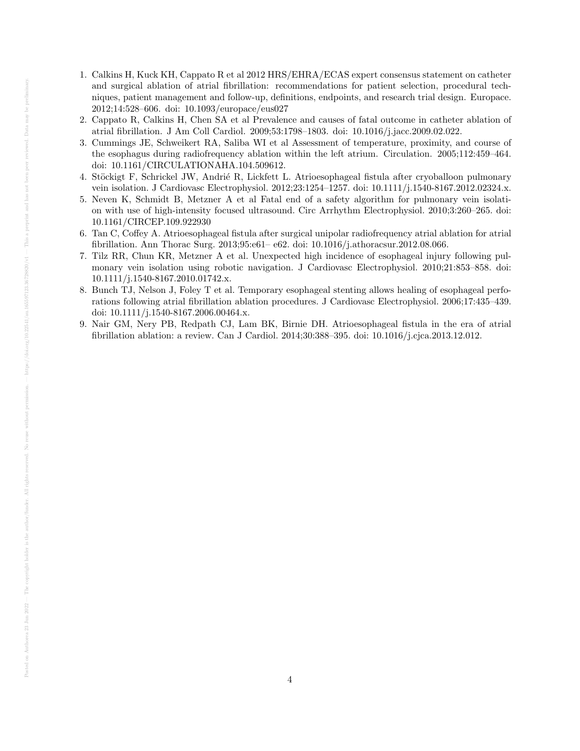1. Calkins H, Kuck KH, Cappato R et al 2012 HRS/EHRA/ECAS expert consensus statement on catheter and surgical ablation of atrial fibrillation: recommendations for patient selection, procedural techniques, patient management and follow-up, definitions, endpoints, and research trial design. Europace. 2012;14:528–606. doi: 10.1093/europace/eus027
2. Cappato R, Calkins H, Chen SA et al Prevalence and causes of fatal outcome in catheter ablation of atrial fibrillation. J Am Coll Cardiol. 2009;53:1798–1803. doi: 10.1016/j.jacc.2009.02.022.
3. Cummings JE, Schweikert RA, Saliba WI et al Assessment of temperature, proximity, and course of the esophagus during radiofrequency ablation within the left atrium. Circulation. 2005;112:459–464. doi: 10.1161/CIRCULATIONAHA.104.509612.
4. Stöckigt F, Schrickel JW, Andrié R, Lickfett L. Atrioesophageal fistula after cryoballoon pulmonary vein isolation. J Cardiovasc Electrophysiol. 2012;23:1254–1257. doi: 10.1111/j.1540-8167.2012.02324.x.
5. Neven K, Schmidt B, Metzner A et al Fatal end of a safety algorithm for pulmonary vein isolation with use of high-intensity focused ultrasound. Circ Arrhythm Electrophysiol. 2010;3:260–265. doi: 10.1161/CIRCEP.109.922930
6. Tan C, Coffey A. Atrioesophageal fistula after surgical unipolar radiofrequency atrial ablation for atrial fibrillation. Ann Thorac Surg. 2013;95:e61– e62. doi: 10.1016/j.athoracsur.2012.08.066.
7. Tilz RR, Chun KR, Metzner A et al. Unexpected high incidence of esophageal injury following pulmonary vein isolation using robotic navigation. J Cardiovasc Electrophysiol. 2010;21:853–858. doi: 10.1111/j.1540-8167.2010.01742.x.
8. Bunch TJ, Nelson J, Foley T et al. Temporary esophageal stenting allows healing of esophageal perforations following atrial fibrillation ablation procedures. J Cardiovasc Electrophysiol. 2006;17:435–439. doi: 10.1111/j.1540-8167.2006.00464.x.
9. Nair GM, Nery PB, Redpath CJ, Lam BK, Birnie DH. Atrioesophageal fistula in the era of atrial fibrillation ablation: a review. Can J Cardiol. 2014;30:388–395. doi: 10.1016/j.cjca.2013.12.012.